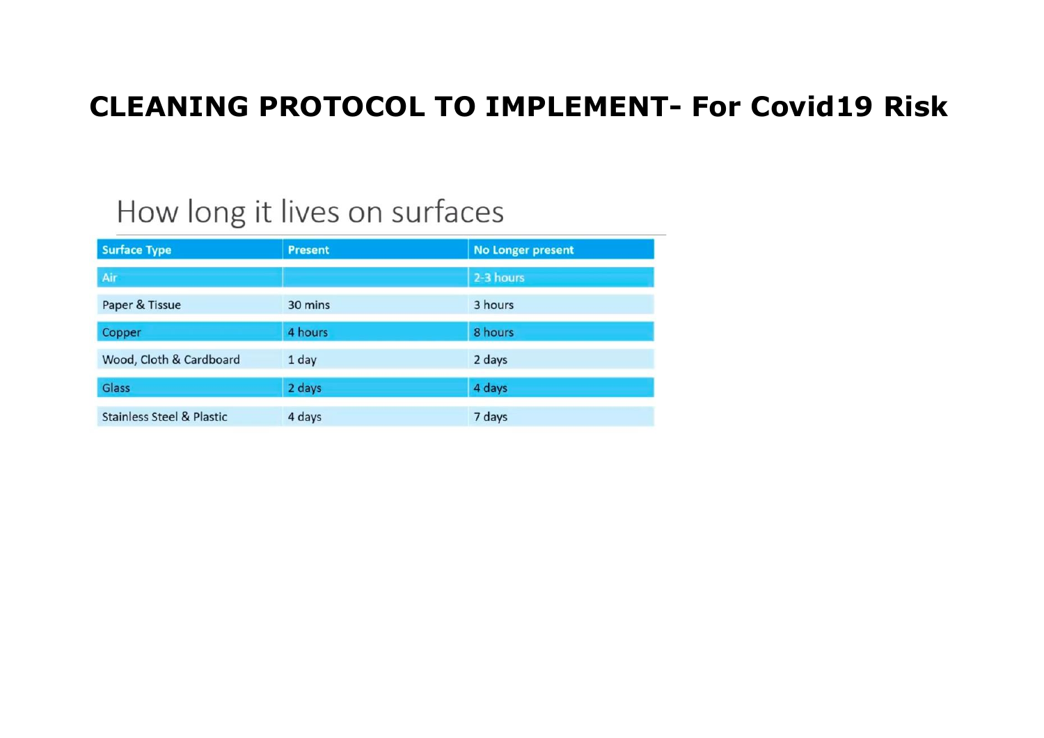# CLEANING PROTOCOL TO IMPLEMENT- For Covid19 Risk

## How long it lives on surfaces

| Surface Type | Present | No Longer present |
| --- | --- | --- |
| Air | | 2-3 hours |
| Paper & Tissue | 30 mins | 3 hours |
| Copper | 4 hours | 8 hours |
| Wood, Cloth & Cardboard | 1 day | 2 days |
| Glass | 2 days | 4 days |
| Stainless Steel & Plastic | 4 days | 7 days |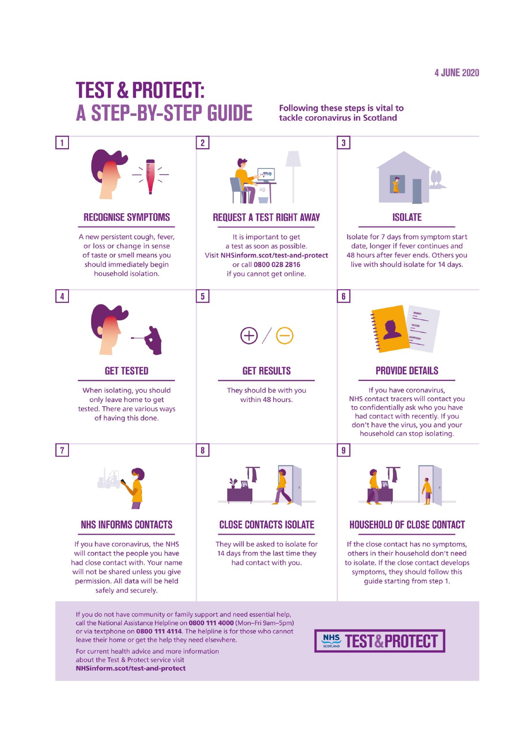4 JUNE 2020

# TEST & PROTECT: A STEP-BY-STEP GUIDE

**Following these steps is vital to tackle coronavirus in Scotland**

## 1 RECOGNISE SYMPTOMS

A new persistent cough, fever, or loss or change in sense of taste or smell means you should immediately begin household isolation.

## 2 REQUEST A TEST RIGHT AWAY

It is important to get a test as soon as possible. Visit **NHSinform.scot/test-and-protect** or call **0800 028 2816** if you cannot get online.

## 3 ISOLATE

Isolate for 7 days from symptom start date, longer if fever continues and 48 hours after fever ends. Others you live with should isolate for 14 days.

## 4 GET TESTED

When isolating, you should only leave home to get tested. There are various ways of having this done.

## 5 GET RESULTS

They should be with you within 48 hours.

## 6 PROVIDE DETAILS

If you have coronavirus, NHS contact tracers will contact you to confidentially ask who you have had contact with recently. If you don't have the virus, you and your household can stop isolating.

## 7 NHS INFORMS CONTACTS

If you have coronavirus, the NHS will contact the people you have had close contact with. Your name will not be shared unless you give permission. All data will be held safely and securely.

## 8 CLOSE CONTACTS ISOLATE

They will be asked to isolate for 14 days from the last time they had contact with you.

## 9 HOUSEHOLD OF CLOSE CONTACT

If the close contact has no symptoms, others in their household don't need to isolate. If the close contact develops symptoms, they should follow this guide starting from step 1.

---

If you do not have community or family support and need essential help, call the National Assistance Helpline on **0800 111 4000** (Mon–Fri 9am–5pm) or via textphone on **0800 111 4114**. The helpline is for those who cannot leave their home or get the help they need elsewhere.

For current health advice and more information about the Test & Protect service visit **NHSinform.scot/test-and-protect**

NHS SCOTLAND TEST & PROTECT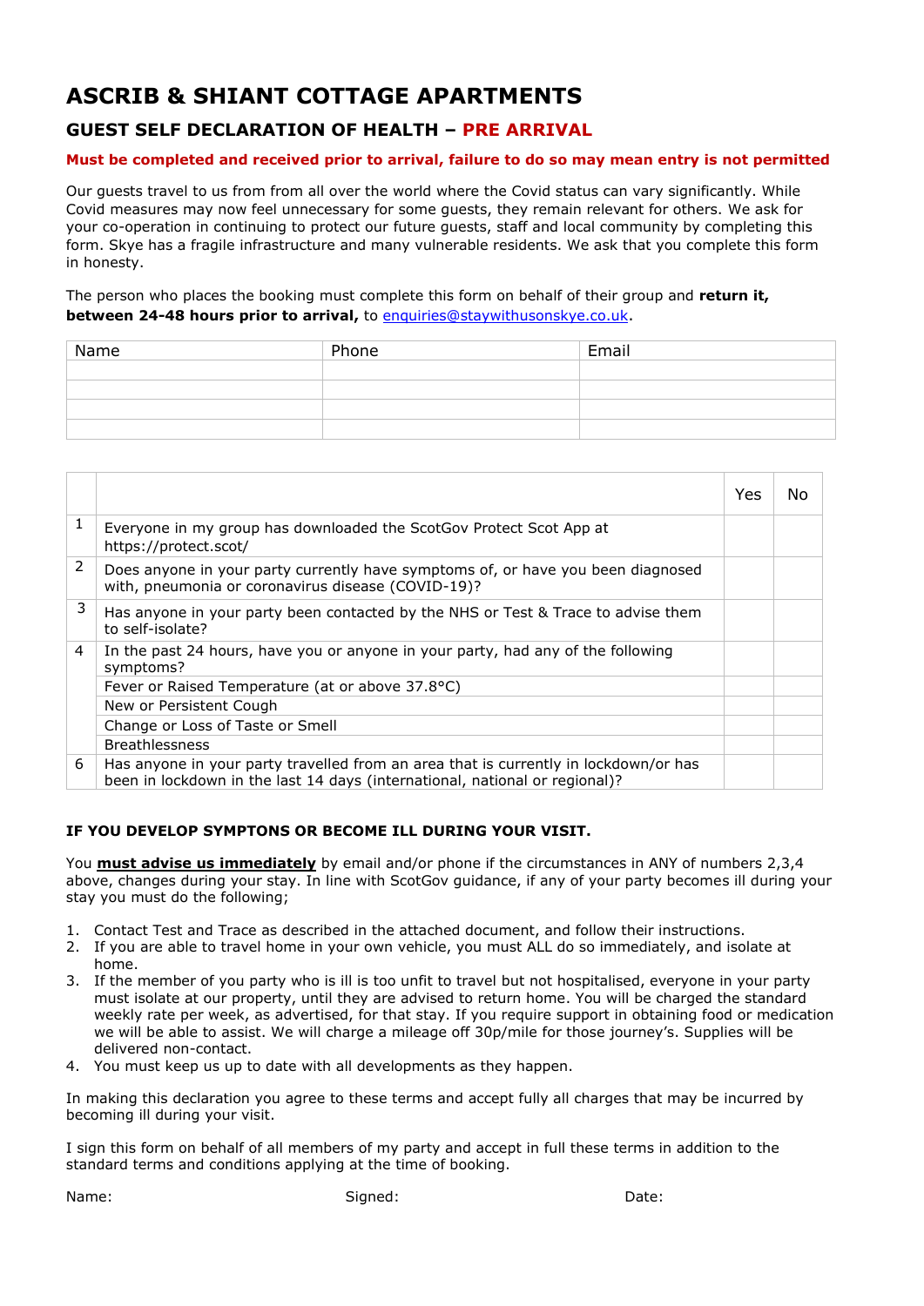# ASCRIB & SHIANT COTTAGE APARTMENTS

## GUEST SELF DECLARATION OF HEALTH – PRE ARRIVAL

**Must be completed and received prior to arrival, failure to do so may mean entry is not permitted**

Our guests travel to us from from all over the world where the Covid status can vary significantly. While Covid measures may now feel unnecessary for some guests, they remain relevant for others. We ask for your co-operation in continuing to protect our future guests, staff and local community by completing this form. Skye has a fragile infrastructure and many vulnerable residents. We ask that you complete this form in honesty.

The person who places the booking must complete this form on behalf of their group and **return it, between 24-48 hours prior to arrival,** to enquiries@staywithusonskye.co.uk.

| Name | Phone | Email |
|---|---|---|
| | | |
| | | |
| | | |
| | | |

| | | Yes | No |
|---|---|---|---|
| 1 | Everyone in my group has downloaded the ScotGov Protect Scot App at https://protect.scot/ | | |
| 2 | Does anyone in your party currently have symptoms of, or have you been diagnosed with, pneumonia or coronavirus disease (COVID-19)? | | |
| 3 | Has anyone in your party been contacted by the NHS or Test & Trace to advise them to self-isolate? | | |
| 4 | In the past 24 hours, have you or anyone in your party, had any of the following symptoms? | | |
| | Fever or Raised Temperature (at or above 37.8°C) | | |
| | New or Persistent Cough | | |
| | Change or Loss of Taste or Smell | | |
| | Breathlessness | | |
| 6 | Has anyone in your party travelled from an area that is currently in lockdown/or has been in lockdown in the last 14 days (international, national or regional)? | | |

**IF YOU DEVELOP SYMPTONS OR BECOME ILL DURING YOUR VISIT.**

You **must advise us immediately** by email and/or phone if the circumstances in ANY of numbers 2,3,4 above, changes during your stay. In line with ScotGov guidance, if any of your party becomes ill during your stay you must do the following;

1. Contact Test and Trace as described in the attached document, and follow their instructions.
2. If you are able to travel home in your own vehicle, you must ALL do so immediately, and isolate at home.
3. If the member of you party who is ill is too unfit to travel but not hospitalised, everyone in your party must isolate at our property, until they are advised to return home. You will be charged the standard weekly rate per week, as advertised, for that stay. If you require support in obtaining food or medication we will be able to assist. We will charge a mileage off 30p/mile for those journey's. Supplies will be delivered non-contact.
4. You must keep us up to date with all developments as they happen.

In making this declaration you agree to these terms and accept fully all charges that may be incurred by becoming ill during your visit.

I sign this form on behalf of all members of my party and accept in full these terms in addition to the standard terms and conditions applying at the time of booking.

Name: Signed: Date: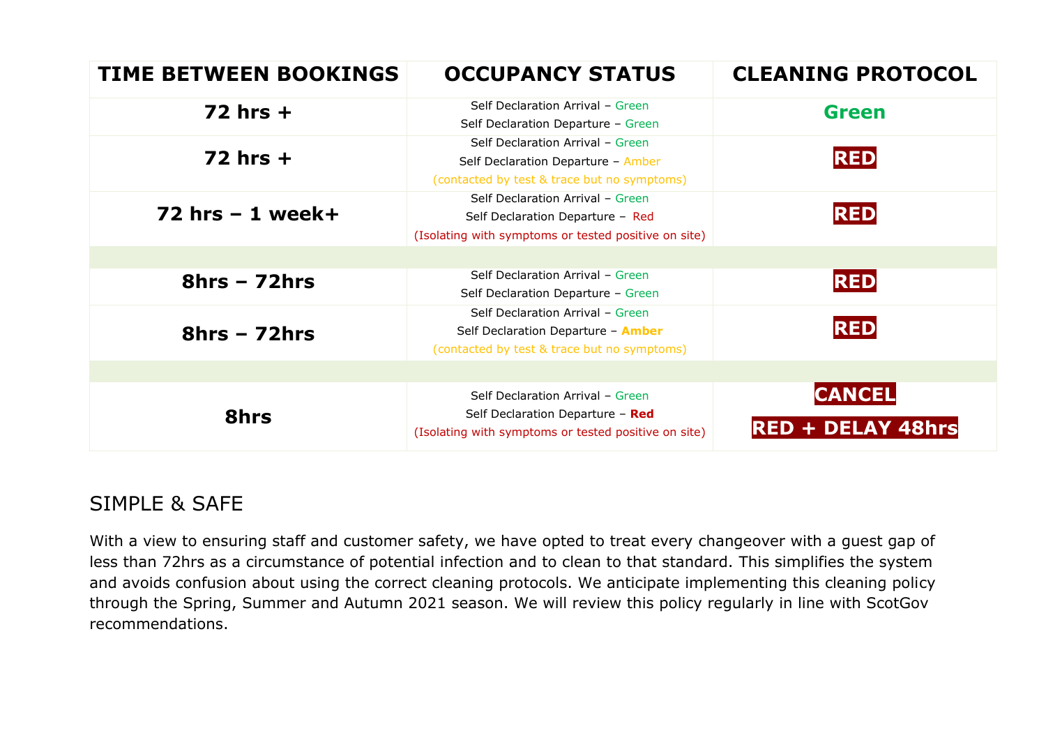| TIME BETWEEN BOOKINGS | OCCUPANCY STATUS | CLEANING PROTOCOL |
|---|---|---|
| **72 hrs +** | Self Declaration Arrival – Green<br>Self Declaration Departure – Green | **Green** |
| **72 hrs +** | Self Declaration Arrival – Green<br>Self Declaration Departure – Amber<br>(contacted by test & trace but no symptoms) | **RED** |
| **72 hrs – 1 week+** | Self Declaration Arrival – Green<br>Self Declaration Departure – Red<br>(Isolating with symptoms or tested positive on site) | **RED** |
| | | |
| **8hrs – 72hrs** | Self Declaration Arrival – Green<br>Self Declaration Departure – Green | **RED** |
| **8hrs – 72hrs** | Self Declaration Arrival – Green<br>Self Declaration Departure – **Amber**<br>(contacted by test & trace but no symptoms) | **RED** |
| | | |
| **8hrs** | Self Declaration Arrival – Green<br>Self Declaration Departure – **Red**<br>(Isolating with symptoms or tested positive on site) | **CANCEL**<br>**RED + DELAY 48hrs** |

## SIMPLE & SAFE

With a view to ensuring staff and customer safety, we have opted to treat every changeover with a guest gap of less than 72hrs as a circumstance of potential infection and to clean to that standard. This simplifies the system and avoids confusion about using the correct cleaning protocols. We anticipate implementing this cleaning policy through the Spring, Summer and Autumn 2021 season. We will review this policy regularly in line with ScotGov recommendations.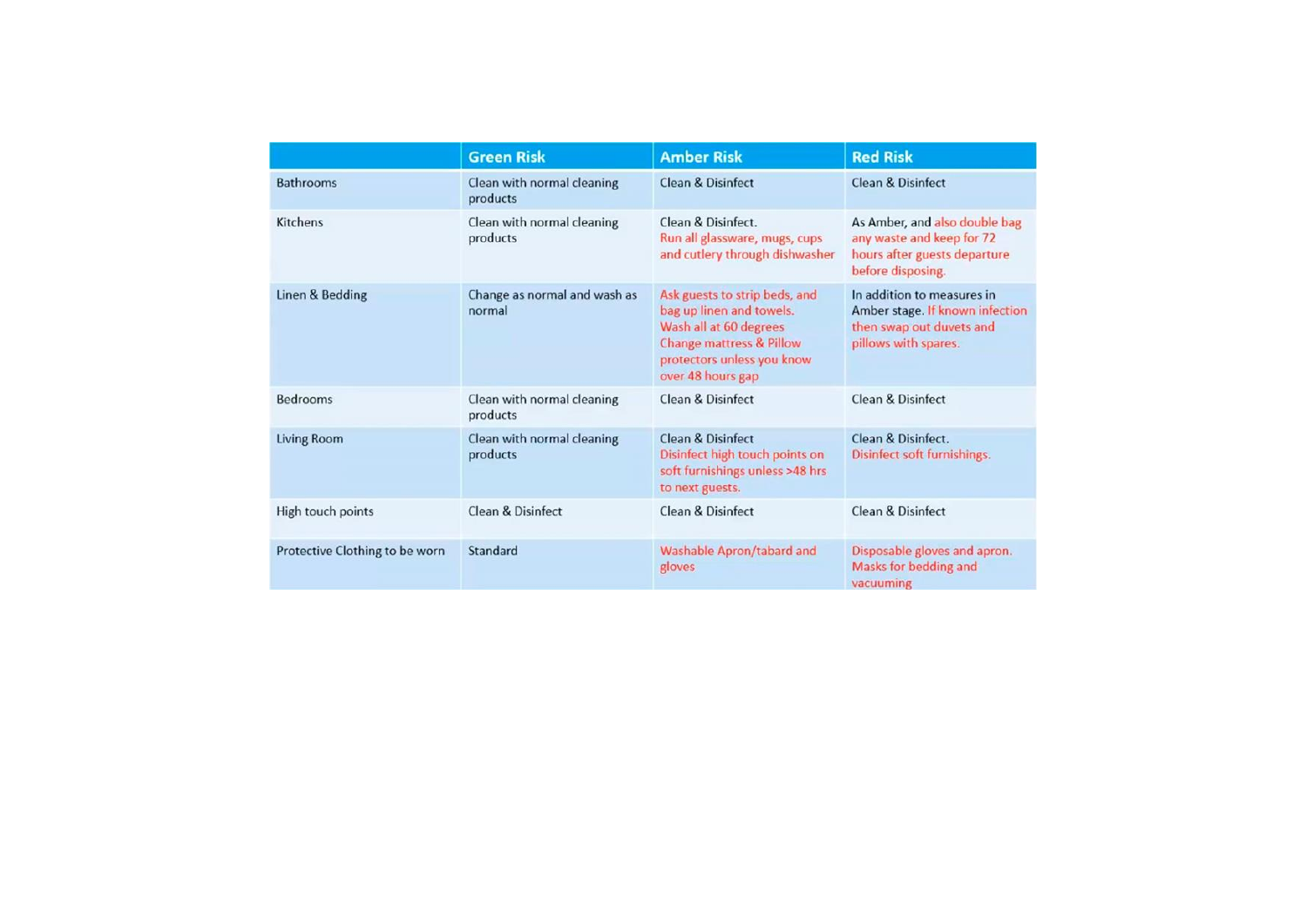| | Green Risk | Amber Risk | Red Risk |
|---|---|---|---|
| Bathrooms | Clean with normal cleaning products | Clean & Disinfect | Clean & Disinfect |
| Kitchens | Clean with normal cleaning products | Clean & Disinfect. Run all glassware, mugs, cups and cutlery through dishwasher | As Amber, and also double bag any waste and keep for 72 hours after guests departure before disposing. |
| Linen & Bedding | Change as normal and wash as normal | Ask guests to strip beds, and bag up linen and towels. Wash all at 60 degrees Change mattress & Pillow protectors unless you know over 48 hours gap | In addition to measures in Amber stage. If known infection then swap out duvets and pillows with spares. |
| Bedrooms | Clean with normal cleaning products | Clean & Disinfect | Clean & Disinfect |
| Living Room | Clean with normal cleaning products | Clean & Disinfect Disinfect high touch points on soft furnishings unless >48 hrs to next guests. | Clean & Disinfect. Disinfect soft furnishings. |
| High touch points | Clean & Disinfect | Clean & Disinfect | Clean & Disinfect |
| Protective Clothing to be worn | Standard | Washable Apron/tabard and gloves | Disposable gloves and apron. Masks for bedding and vacuuming |